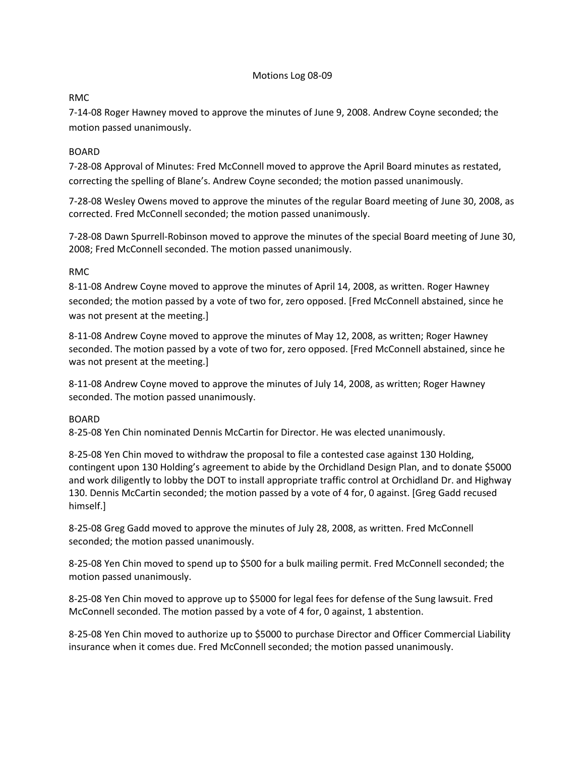# Motions Log 08-09

RMC

7-14-08 Roger Hawney moved to approve the minutes of June 9, 2008. Andrew Coyne seconded; the motion passed unanimously.

BOARD

7-28-08 Approval of Minutes: Fred McConnell moved to approve the April Board minutes as restated, correcting the spelling of Blane's. Andrew Coyne seconded; the motion passed unanimously.

7-28-08 Wesley Owens moved to approve the minutes of the regular Board meeting of June 30, 2008, as corrected. Fred McConnell seconded; the motion passed unanimously.

7-28-08 Dawn Spurrell-Robinson moved to approve the minutes of the special Board meeting of June 30, 2008; Fred McConnell seconded. The motion passed unanimously.

RMC

8-11-08 Andrew Coyne moved to approve the minutes of April 14, 2008, as written. Roger Hawney seconded; the motion passed by a vote of two for, zero opposed. [Fred McConnell abstained, since he was not present at the meeting.]

8-11-08 Andrew Coyne moved to approve the minutes of May 12, 2008, as written; Roger Hawney seconded. The motion passed by a vote of two for, zero opposed. [Fred McConnell abstained, since he was not present at the meeting.]

8-11-08 Andrew Coyne moved to approve the minutes of July 14, 2008, as written; Roger Hawney seconded. The motion passed unanimously.

BOARD

8-25-08 Yen Chin nominated Dennis McCartin for Director. He was elected unanimously.

8-25-08 Yen Chin moved to withdraw the proposal to file a contested case against 130 Holding, contingent upon 130 Holding's agreement to abide by the Orchidland Design Plan, and to donate $5000 and work diligently to lobby the DOT to install appropriate traffic control at Orchidland Dr. and Highway 130. Dennis McCartin seconded; the motion passed by a vote of 4 for, 0 against. [Greg Gadd recused himself.]

8-25-08 Greg Gadd moved to approve the minutes of July 28, 2008, as written. Fred McConnell seconded; the motion passed unanimously.

8-25-08 Yen Chin moved to spend up to $500 for a bulk mailing permit. Fred McConnell seconded; the motion passed unanimously.

8-25-08 Yen Chin moved to approve up to $5000 for legal fees for defense of the Sung lawsuit. Fred McConnell seconded. The motion passed by a vote of 4 for, 0 against, 1 abstention.

8-25-08 Yen Chin moved to authorize up to $5000 to purchase Director and Officer Commercial Liability insurance when it comes due. Fred McConnell seconded; the motion passed unanimously.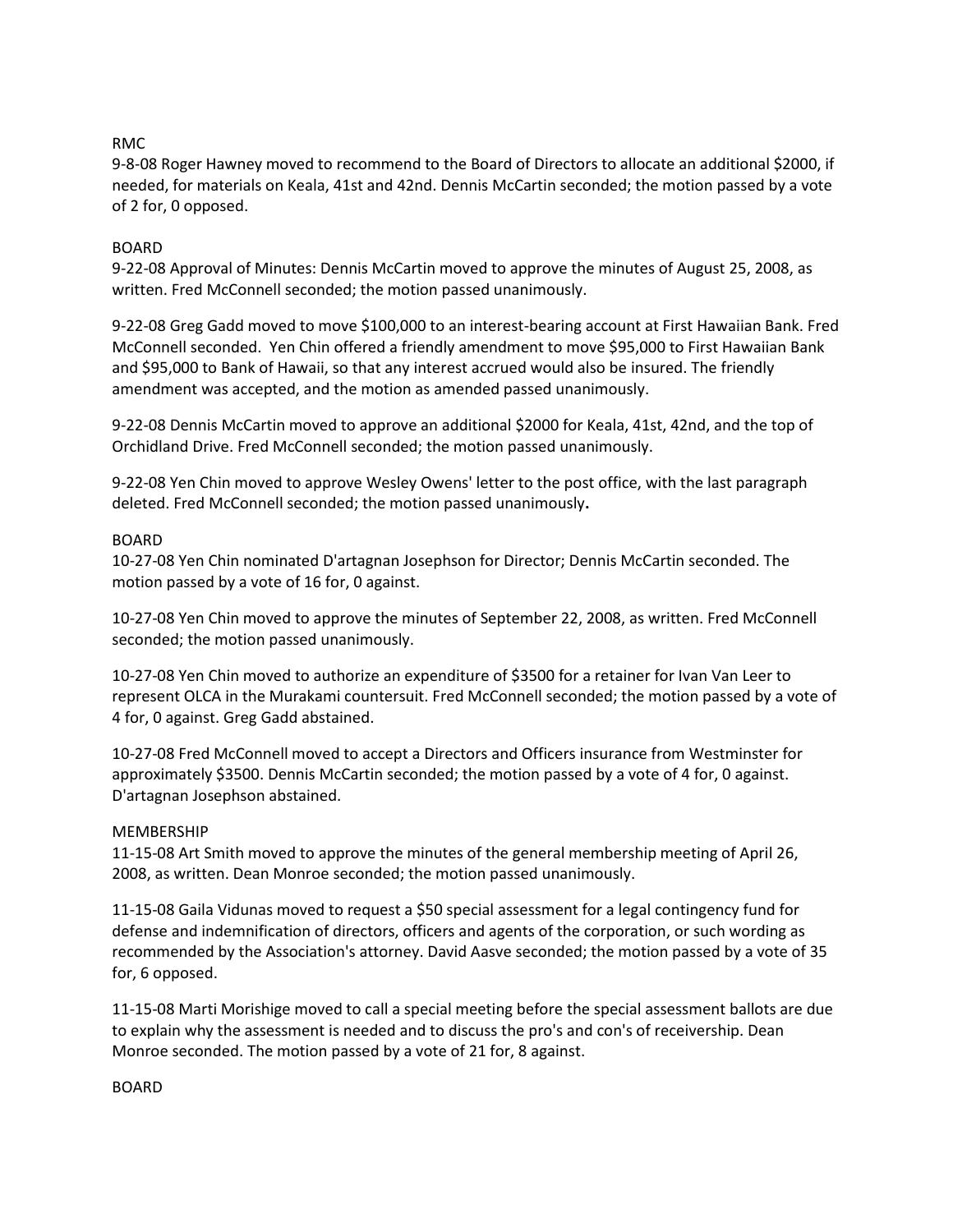RMC

9-8-08 Roger Hawney moved to recommend to the Board of Directors to allocate an additional $2000, if needed, for materials on Keala, 41st and 42nd. Dennis McCartin seconded; the motion passed by a vote of 2 for, 0 opposed.

BOARD

9-22-08 Approval of Minutes: Dennis McCartin moved to approve the minutes of August 25, 2008, as written. Fred McConnell seconded; the motion passed unanimously.

9-22-08 Greg Gadd moved to move $100,000 to an interest-bearing account at First Hawaiian Bank. Fred McConnell seconded. Yen Chin offered a friendly amendment to move $95,000 to First Hawaiian Bank and $95,000 to Bank of Hawaii, so that any interest accrued would also be insured. The friendly amendment was accepted, and the motion as amended passed unanimously.

9-22-08 Dennis McCartin moved to approve an additional $2000 for Keala, 41st, 42nd, and the top of Orchidland Drive. Fred McConnell seconded; the motion passed unanimously.

9-22-08 Yen Chin moved to approve Wesley Owens' letter to the post office, with the last paragraph deleted. Fred McConnell seconded; the motion passed unanimously.

BOARD

10-27-08 Yen Chin nominated D'artagnan Josephson for Director; Dennis McCartin seconded. The motion passed by a vote of 16 for, 0 against.

10-27-08 Yen Chin moved to approve the minutes of September 22, 2008, as written. Fred McConnell seconded; the motion passed unanimously.

10-27-08 Yen Chin moved to authorize an expenditure of $3500 for a retainer for Ivan Van Leer to represent OLCA in the Murakami countersuit. Fred McConnell seconded; the motion passed by a vote of 4 for, 0 against. Greg Gadd abstained.

10-27-08 Fred McConnell moved to accept a Directors and Officers insurance from Westminster for approximately $3500. Dennis McCartin seconded; the motion passed by a vote of 4 for, 0 against. D'artagnan Josephson abstained.

MEMBERSHIP

11-15-08 Art Smith moved to approve the minutes of the general membership meeting of April 26, 2008, as written. Dean Monroe seconded; the motion passed unanimously.

11-15-08 Gaila Vidunas moved to request a $50 special assessment for a legal contingency fund for defense and indemnification of directors, officers and agents of the corporation, or such wording as recommended by the Association's attorney. David Aasve seconded; the motion passed by a vote of 35 for, 6 opposed.

11-15-08 Marti Morishige moved to call a special meeting before the special assessment ballots are due to explain why the assessment is needed and to discuss the pro's and con's of receivership. Dean Monroe seconded. The motion passed by a vote of 21 for, 8 against.

BOARD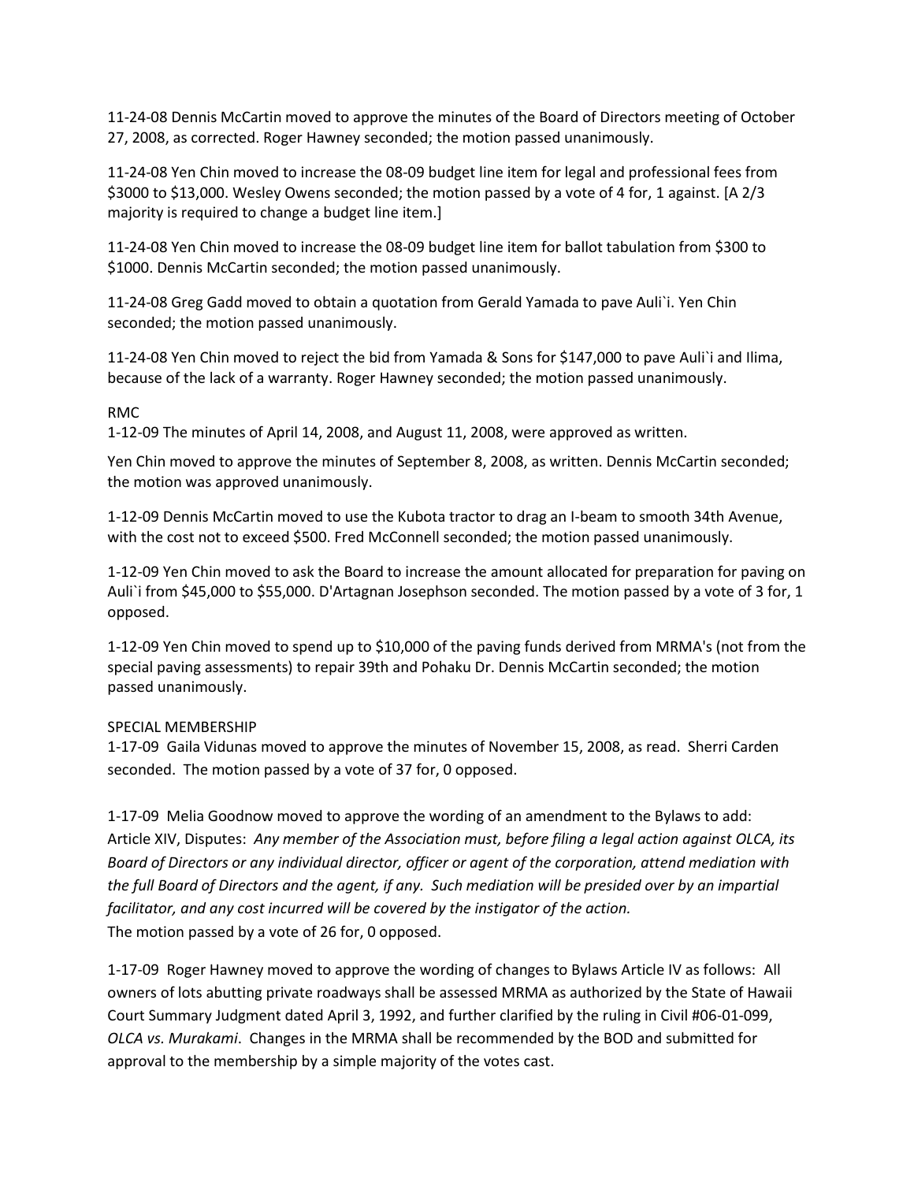11-24-08 Dennis McCartin moved to approve the minutes of the Board of Directors meeting of October 27, 2008, as corrected. Roger Hawney seconded; the motion passed unanimously.

11-24-08 Yen Chin moved to increase the 08-09 budget line item for legal and professional fees from $3000 to $13,000. Wesley Owens seconded; the motion passed by a vote of 4 for, 1 against. [A 2/3 majority is required to change a budget line item.]

11-24-08 Yen Chin moved to increase the 08-09 budget line item for ballot tabulation from $300 to $1000. Dennis McCartin seconded; the motion passed unanimously.

11-24-08 Greg Gadd moved to obtain a quotation from Gerald Yamada to pave Auli`i. Yen Chin seconded; the motion passed unanimously.

11-24-08 Yen Chin moved to reject the bid from Yamada & Sons for $147,000 to pave Auli`i and Ilima, because of the lack of a warranty. Roger Hawney seconded; the motion passed unanimously.

RMC

1-12-09 The minutes of April 14, 2008, and August 11, 2008, were approved as written.

Yen Chin moved to approve the minutes of September 8, 2008, as written. Dennis McCartin seconded; the motion was approved unanimously.

1-12-09 Dennis McCartin moved to use the Kubota tractor to drag an I-beam to smooth 34th Avenue, with the cost not to exceed $500. Fred McConnell seconded; the motion passed unanimously.

1-12-09 Yen Chin moved to ask the Board to increase the amount allocated for preparation for paving on Auli`i from $45,000 to $55,000. D'Artagnan Josephson seconded. The motion passed by a vote of 3 for, 1 opposed.

1-12-09 Yen Chin moved to spend up to $10,000 of the paving funds derived from MRMA's (not from the special paving assessments) to repair 39th and Pohaku Dr. Dennis McCartin seconded; the motion passed unanimously.

SPECIAL MEMBERSHIP

1-17-09 Gaila Vidunas moved to approve the minutes of November 15, 2008, as read. Sherri Carden seconded. The motion passed by a vote of 37 for, 0 opposed.

1-17-09 Melia Goodnow moved to approve the wording of an amendment to the Bylaws to add: Article XIV, Disputes: *Any member of the Association must, before filing a legal action against OLCA, its Board of Directors or any individual director, officer or agent of the corporation, attend mediation with the full Board of Directors and the agent, if any. Such mediation will be presided over by an impartial facilitator, and any cost incurred will be covered by the instigator of the action.*
The motion passed by a vote of 26 for, 0 opposed.

1-17-09 Roger Hawney moved to approve the wording of changes to Bylaws Article IV as follows: All owners of lots abutting private roadways shall be assessed MRMA as authorized by the State of Hawaii Court Summary Judgment dated April 3, 1992, and further clarified by the ruling in Civil #06-01-099, *OLCA vs. Murakami*. Changes in the MRMA shall be recommended by the BOD and submitted for approval to the membership by a simple majority of the votes cast.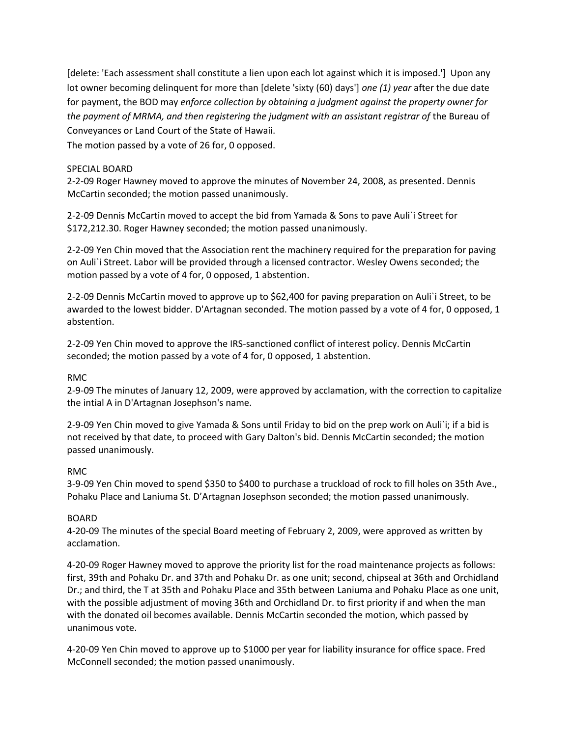[delete: 'Each assessment shall constitute a lien upon each lot against which it is imposed.'] Upon any lot owner becoming delinquent for more than [delete 'sixty (60) days'] *one (1) year* after the due date for payment, the BOD may *enforce collection by obtaining a judgment against the property owner for the payment of MRMA, and then registering the judgment with an assistant registrar of* the Bureau of Conveyances or Land Court of the State of Hawaii.
The motion passed by a vote of 26 for, 0 opposed.

SPECIAL BOARD
2-2-09 Roger Hawney moved to approve the minutes of November 24, 2008, as presented. Dennis McCartin seconded; the motion passed unanimously.

2-2-09 Dennis McCartin moved to accept the bid from Yamada & Sons to pave Auli`i Street for $172,212.30. Roger Hawney seconded; the motion passed unanimously.

2-2-09 Yen Chin moved that the Association rent the machinery required for the preparation for paving on Auli`i Street. Labor will be provided through a licensed contractor. Wesley Owens seconded; the motion passed by a vote of 4 for, 0 opposed, 1 abstention.

2-2-09 Dennis McCartin moved to approve up to $62,400 for paving preparation on Auli`i Street, to be awarded to the lowest bidder. D'Artagnan seconded. The motion passed by a vote of 4 for, 0 opposed, 1 abstention.

2-2-09 Yen Chin moved to approve the IRS-sanctioned conflict of interest policy. Dennis McCartin seconded; the motion passed by a vote of 4 for, 0 opposed, 1 abstention.

RMC
2-9-09 The minutes of January 12, 2009, were approved by acclamation, with the correction to capitalize the intial A in D'Artagnan Josephson's name.

2-9-09 Yen Chin moved to give Yamada & Sons until Friday to bid on the prep work on Auli`i; if a bid is not received by that date, to proceed with Gary Dalton's bid. Dennis McCartin seconded; the motion passed unanimously.

RMC
3-9-09 Yen Chin moved to spend $350 to $400 to purchase a truckload of rock to fill holes on 35th Ave., Pohaku Place and Laniuma St. D'Artagnan Josephson seconded; the motion passed unanimously.

BOARD
4-20-09 The minutes of the special Board meeting of February 2, 2009, were approved as written by acclamation.

4-20-09 Roger Hawney moved to approve the priority list for the road maintenance projects as follows: first, 39th and Pohaku Dr. and 37th and Pohaku Dr. as one unit; second, chipseal at 36th and Orchidland Dr.; and third, the T at 35th and Pohaku Place and 35th between Laniuma and Pohaku Place as one unit, with the possible adjustment of moving 36th and Orchidland Dr. to first priority if and when the man with the donated oil becomes available. Dennis McCartin seconded the motion, which passed by unanimous vote.

4-20-09 Yen Chin moved to approve up to $1000 per year for liability insurance for office space. Fred McConnell seconded; the motion passed unanimously.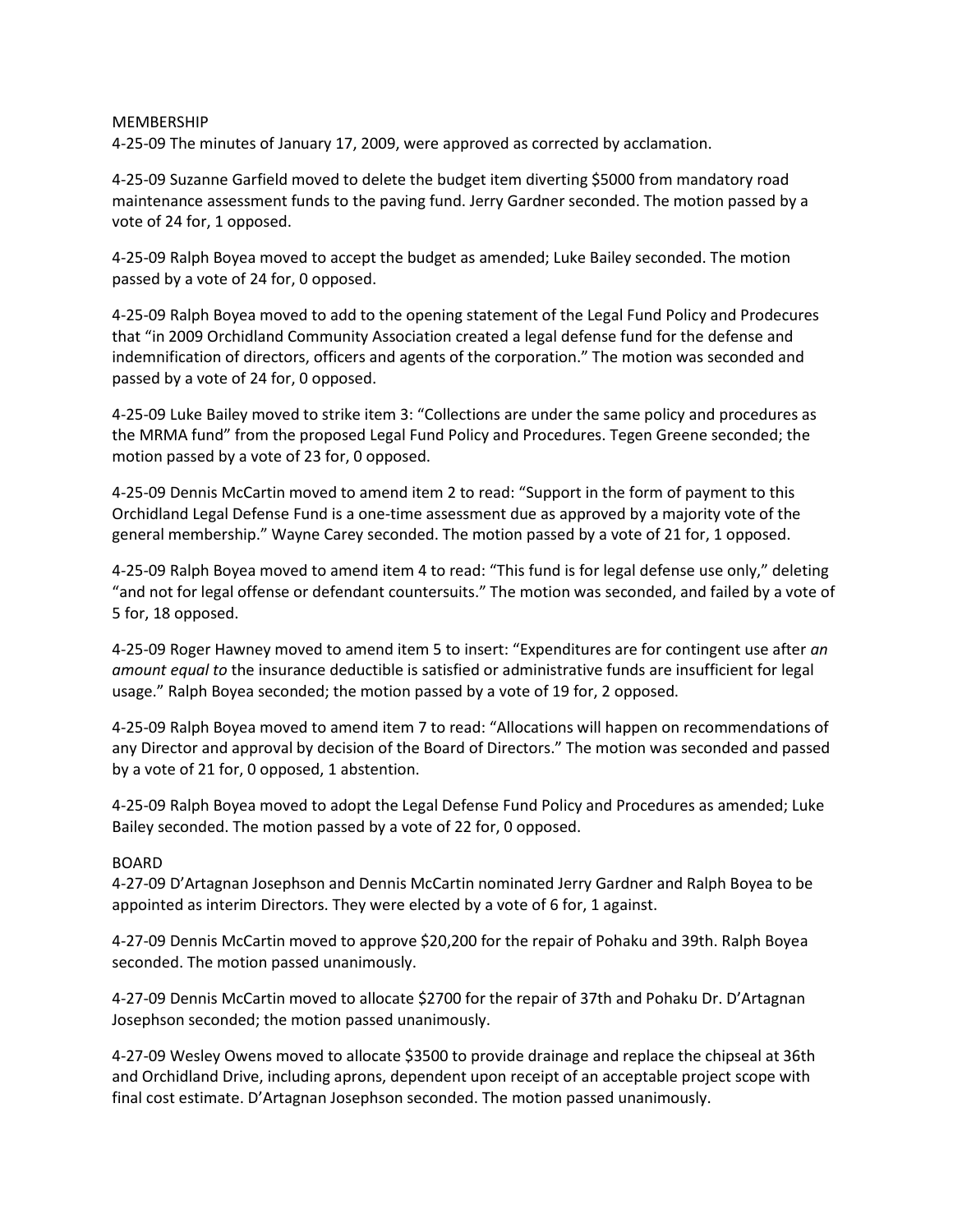MEMBERSHIP

4-25-09 The minutes of January 17, 2009, were approved as corrected by acclamation.

4-25-09 Suzanne Garfield moved to delete the budget item diverting $5000 from mandatory road maintenance assessment funds to the paving fund. Jerry Gardner seconded. The motion passed by a vote of 24 for, 1 opposed.

4-25-09 Ralph Boyea moved to accept the budget as amended; Luke Bailey seconded. The motion passed by a vote of 24 for, 0 opposed.

4-25-09 Ralph Boyea moved to add to the opening statement of the Legal Fund Policy and Prodecures that "in 2009 Orchidland Community Association created a legal defense fund for the defense and indemnification of directors, officers and agents of the corporation." The motion was seconded and passed by a vote of 24 for, 0 opposed.

4-25-09 Luke Bailey moved to strike item 3: "Collections are under the same policy and procedures as the MRMA fund" from the proposed Legal Fund Policy and Procedures. Tegen Greene seconded; the motion passed by a vote of 23 for, 0 opposed.

4-25-09 Dennis McCartin moved to amend item 2 to read: "Support in the form of payment to this Orchidland Legal Defense Fund is a one-time assessment due as approved by a majority vote of the general membership." Wayne Carey seconded. The motion passed by a vote of 21 for, 1 opposed.

4-25-09 Ralph Boyea moved to amend item 4 to read: "This fund is for legal defense use only," deleting "and not for legal offense or defendant countersuits." The motion was seconded, and failed by a vote of 5 for, 18 opposed.

4-25-09 Roger Hawney moved to amend item 5 to insert: "Expenditures are for contingent use after *an amount equal to* the insurance deductible is satisfied or administrative funds are insufficient for legal usage." Ralph Boyea seconded; the motion passed by a vote of 19 for, 2 opposed.

4-25-09 Ralph Boyea moved to amend item 7 to read: "Allocations will happen on recommendations of any Director and approval by decision of the Board of Directors." The motion was seconded and passed by a vote of 21 for, 0 opposed, 1 abstention.

4-25-09 Ralph Boyea moved to adopt the Legal Defense Fund Policy and Procedures as amended; Luke Bailey seconded. The motion passed by a vote of 22 for, 0 opposed.

BOARD

4-27-09 D'Artagnan Josephson and Dennis McCartin nominated Jerry Gardner and Ralph Boyea to be appointed as interim Directors. They were elected by a vote of 6 for, 1 against.

4-27-09 Dennis McCartin moved to approve $20,200 for the repair of Pohaku and 39th. Ralph Boyea seconded. The motion passed unanimously.

4-27-09 Dennis McCartin moved to allocate $2700 for the repair of 37th and Pohaku Dr. D'Artagnan Josephson seconded; the motion passed unanimously.

4-27-09 Wesley Owens moved to allocate $3500 to provide drainage and replace the chipseal at 36th and Orchidland Drive, including aprons, dependent upon receipt of an acceptable project scope with final cost estimate. D'Artagnan Josephson seconded. The motion passed unanimously.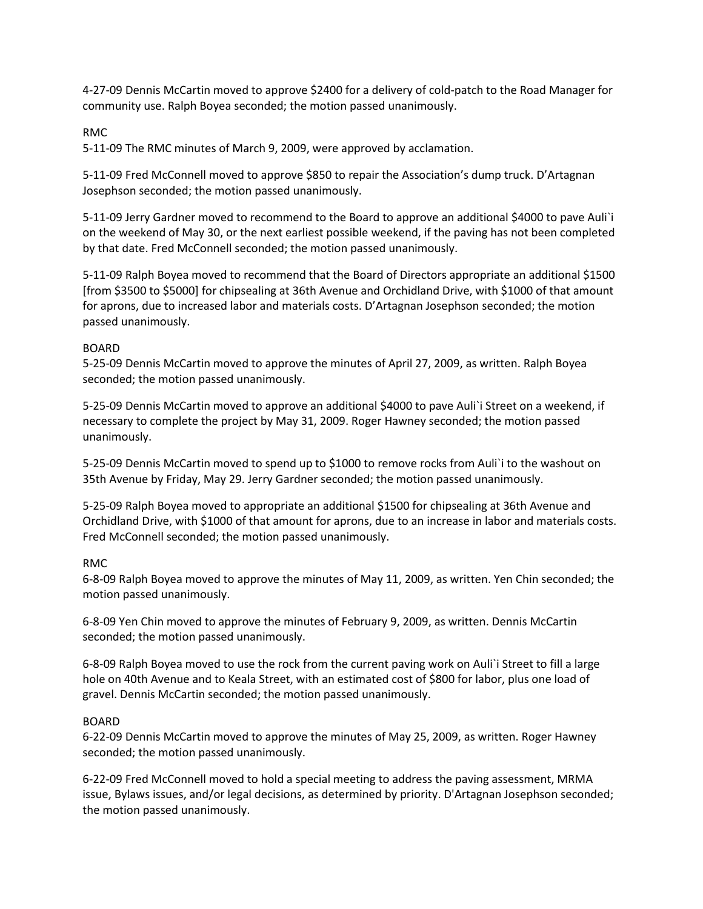4-27-09 Dennis McCartin moved to approve $2400 for a delivery of cold-patch to the Road Manager for community use. Ralph Boyea seconded; the motion passed unanimously.

RMC

5-11-09 The RMC minutes of March 9, 2009, were approved by acclamation.

5-11-09 Fred McConnell moved to approve $850 to repair the Association's dump truck. D'Artagnan Josephson seconded; the motion passed unanimously.

5-11-09 Jerry Gardner moved to recommend to the Board to approve an additional $4000 to pave Auli`i on the weekend of May 30, or the next earliest possible weekend, if the paving has not been completed by that date. Fred McConnell seconded; the motion passed unanimously.

5-11-09 Ralph Boyea moved to recommend that the Board of Directors appropriate an additional $1500 [from $3500 to $5000] for chipsealing at 36th Avenue and Orchidland Drive, with $1000 of that amount for aprons, due to increased labor and materials costs. D'Artagnan Josephson seconded; the motion passed unanimously.

BOARD

5-25-09 Dennis McCartin moved to approve the minutes of April 27, 2009, as written. Ralph Boyea seconded; the motion passed unanimously.

5-25-09 Dennis McCartin moved to approve an additional $4000 to pave Auli`i Street on a weekend, if necessary to complete the project by May 31, 2009. Roger Hawney seconded; the motion passed unanimously.

5-25-09 Dennis McCartin moved to spend up to $1000 to remove rocks from Auli`i to the washout on 35th Avenue by Friday, May 29. Jerry Gardner seconded; the motion passed unanimously.

5-25-09 Ralph Boyea moved to appropriate an additional $1500 for chipsealing at 36th Avenue and Orchidland Drive, with $1000 of that amount for aprons, due to an increase in labor and materials costs. Fred McConnell seconded; the motion passed unanimously.

RMC

6-8-09 Ralph Boyea moved to approve the minutes of May 11, 2009, as written. Yen Chin seconded; the motion passed unanimously.

6-8-09 Yen Chin moved to approve the minutes of February 9, 2009, as written. Dennis McCartin seconded; the motion passed unanimously.

6-8-09 Ralph Boyea moved to use the rock from the current paving work on Auli`i Street to fill a large hole on 40th Avenue and to Keala Street, with an estimated cost of $800 for labor, plus one load of gravel. Dennis McCartin seconded; the motion passed unanimously.

BOARD

6-22-09 Dennis McCartin moved to approve the minutes of May 25, 2009, as written. Roger Hawney seconded; the motion passed unanimously.

6-22-09 Fred McConnell moved to hold a special meeting to address the paving assessment, MRMA issue, Bylaws issues, and/or legal decisions, as determined by priority. D'Artagnan Josephson seconded; the motion passed unanimously.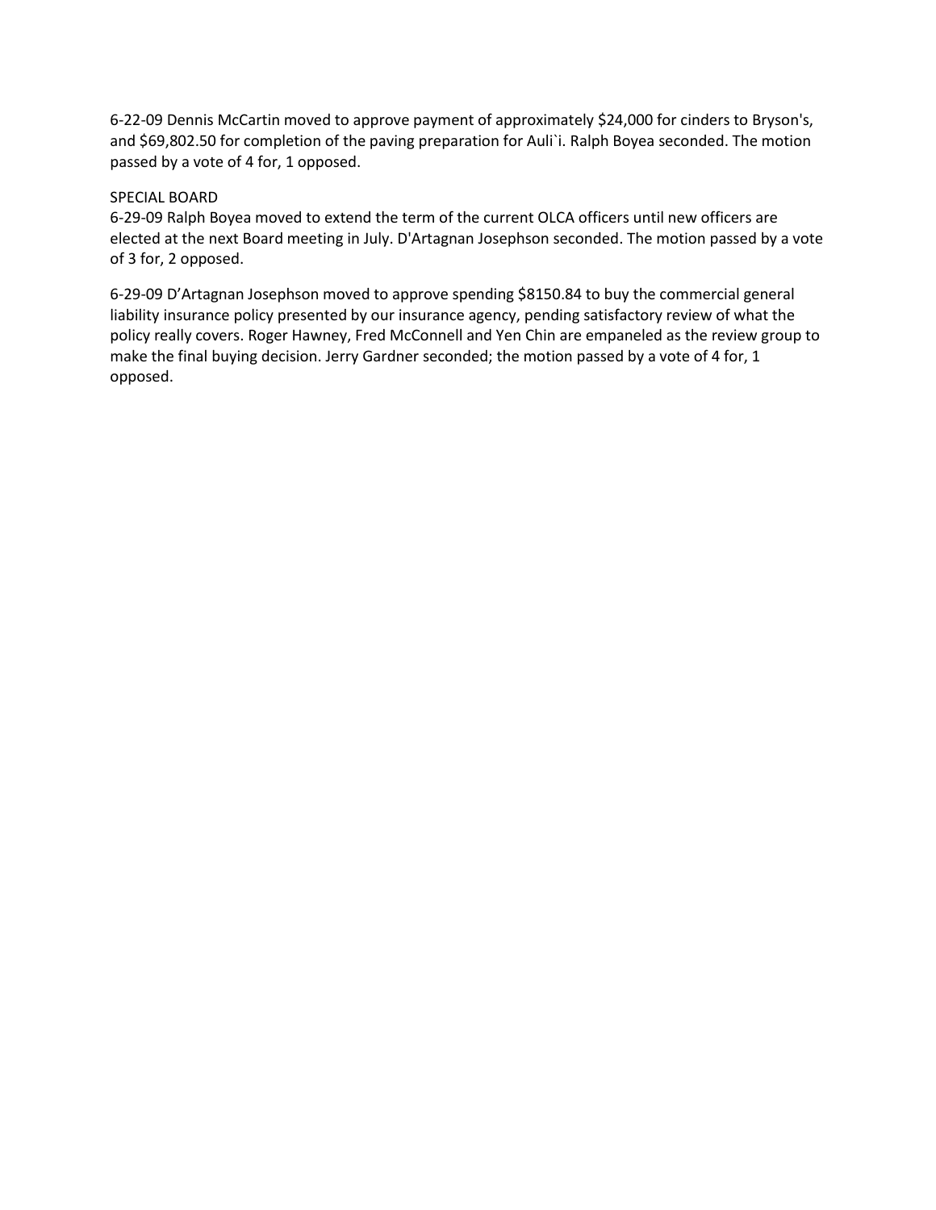6-22-09 Dennis McCartin moved to approve payment of approximately $24,000 for cinders to Bryson's, and $69,802.50 for completion of the paving preparation for Auli`i. Ralph Boyea seconded. The motion passed by a vote of 4 for, 1 opposed.

SPECIAL BOARD

6-29-09 Ralph Boyea moved to extend the term of the current OLCA officers until new officers are elected at the next Board meeting in July. D'Artagnan Josephson seconded. The motion passed by a vote of 3 for, 2 opposed.

6-29-09 D'Artagnan Josephson moved to approve spending $8150.84 to buy the commercial general liability insurance policy presented by our insurance agency, pending satisfactory review of what the policy really covers. Roger Hawney, Fred McConnell and Yen Chin are empaneled as the review group to make the final buying decision. Jerry Gardner seconded; the motion passed by a vote of 4 for, 1 opposed.